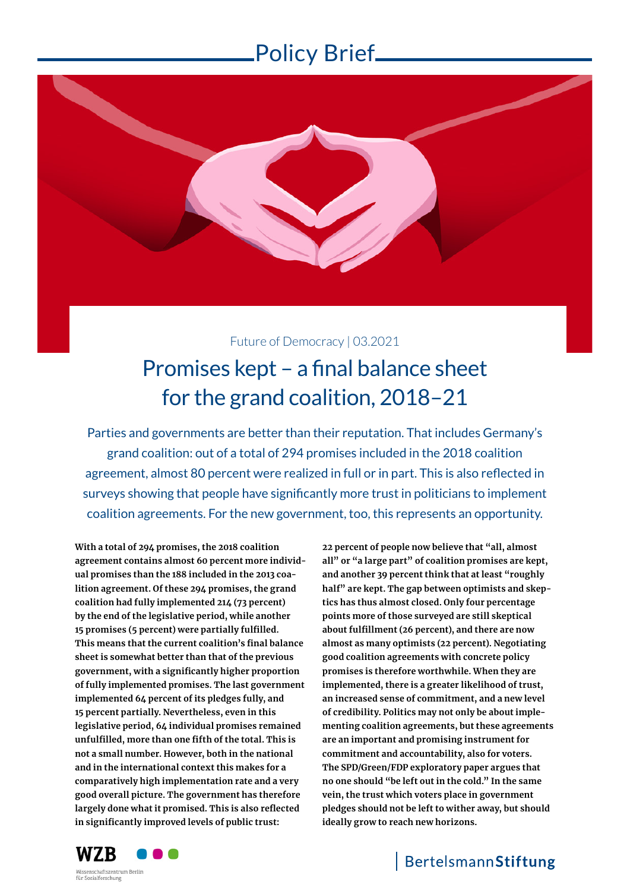Policy Brief

Future of Democracy | 03.2021

# Promises kept – a final balance sheet for the grand coalition, 2018–21

Parties and governments are better than their reputation. That includes Germany's grand coalition: out of a total of 294 promises included in the 2018 coalition agreement, almost 80 percent were realized in full or in part. This is also reflected in surveys showing that people have significantly more trust in politicians to implement coalition agreements. For the new government, too, this represents an opportunity.

**With a total of 294 promises, the 2018 coalition agreement contains almost 60 percent more individual promises than the 188 included in the 2013 coalition agreement. Of these 294 promises, the grand coalition had fully implemented 214 (73 percent) by the end of the legislative period, while another 15 promises (5 percent) were partially fulfilled. This means that the current coalition's final balance sheet is somewhat better than that of the previous government, with a significantly higher proportion of fully implemented promises. The last government implemented 64 percent of its pledges fully, and 15 percent partially. Nevertheless, even in this legislative period, 64 individual promises remained unfulfilled, more than one fifth of the total. This is not a small number. However, both in the national and in the international context this makes for a comparatively high implementation rate and a very good overall picture. The government has therefore largely done what it promised. This is also reflected in significantly improved levels of public trust: 22 percent of people now believe that "all, almost all" or "a large part" of coalition promises are kept, and another 39 percent think that at least "roughly half" are kept. The gap between optimists and skeptics has thus almost closed. Only four percentage points more of those surveyed are still skeptical about fulfillment (26 percent), and there are now almost as many optimists (22 percent). Negotiating good coalition agreements with concrete policy promises is therefore worthwhile. When they are implemented, there is a greater likelihood of trust, an increased sense of commitment, and a new level of credibility. Politics may not only be about implementing coalition agreements, but these agreements are an important and promising instrument for commitment and accountability, also for voters. The SPD/Green/FDP exploratory paper argues that no one should "be left out in the cold." In the same vein, the trust which voters place in government pledges should not be left to wither away, but should ideally grow to reach new horizons.**

WZB Wissenschaftszentrum Berlin für Sozialforschung

BertelsmannStiftung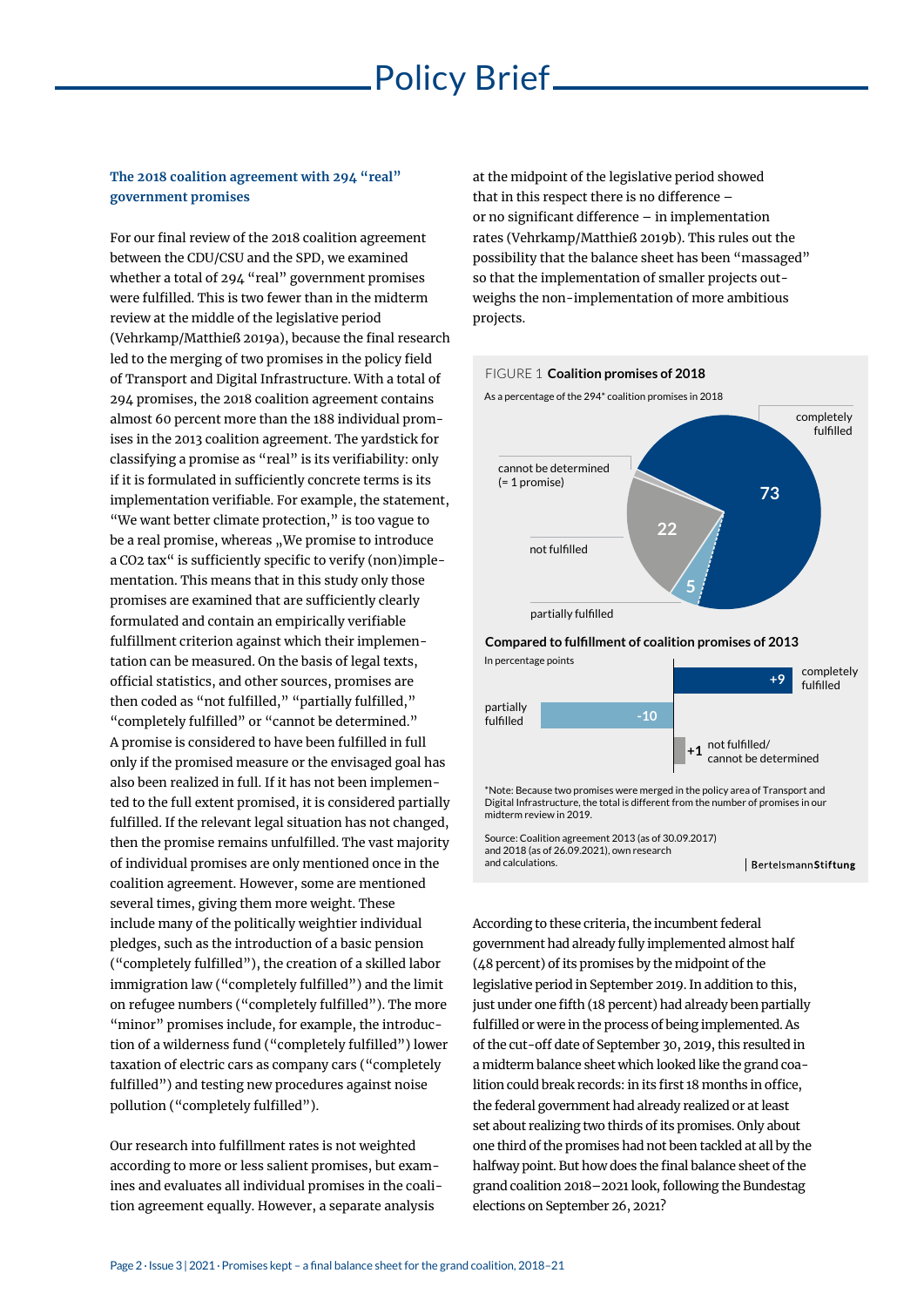### The 2018 coalition agreement with 294 "real" government promises

For our final review of the 2018 coalition agreement between the CDU/CSU and the SPD, we examined whether a total of 294 "real" government promises were fulfilled. This is two fewer than in the midterm review at the middle of the legislative period (Vehrkamp/Matthieß 2019a), because the final research led to the merging of two promises in the policy field of Transport and Digital Infrastructure. With a total of 294 promises, the 2018 coalition agreement contains almost 60 percent more than the 188 individual promises in the 2013 coalition agreement. The yardstick for classifying a promise as "real" is its verifiability: only if it is formulated in sufficiently concrete terms is its implementation verifiable. For example, the statement, "We want better climate protection," is too vague to be a real promise, whereas „We promise to introduce a CO2 tax" is sufficiently specific to verify (non)implementation. This means that in this study only those promises are examined that are sufficiently clearly formulated and contain an empirically verifiable fulfillment criterion against which their implementation can be measured. On the basis of legal texts, official statistics, and other sources, promises are then coded as "not fulfilled," "partially fulfilled," "completely fulfilled" or "cannot be determined." A promise is considered to have been fulfilled in full only if the promised measure or the envisaged goal has also been realized in full. If it has not been implemented to the full extent promised, it is considered partially fulfilled. If the relevant legal situation has not changed, then the promise remains unfulfilled. The vast majority of individual promises are only mentioned once in the coalition agreement. However, some are mentioned several times, giving them more weight. These include many of the politically weightier individual pledges, such as the introduction of a basic pension ("completely fulfilled"), the creation of a skilled labor immigration law ("completely fulfilled") and the limit on refugee numbers ("completely fulfilled"). The more "minor" promises include, for example, the introduction of a wilderness fund ("completely fulfilled") lower taxation of electric cars as company cars ("completely fulfilled") and testing new procedures against noise pollution ("completely fulfilled").

Our research into fulfillment rates is not weighted according to more or less salient promises, but examines and evaluates all individual promises in the coalition agreement equally. However, a separate analysis at the midpoint of the legislative period showed that in this respect there is no difference – or no significant difference – in implementation rates (Vehrkamp/Matthieß 2019b). This rules out the possibility that the balance sheet has been "massaged" so that the implementation of smaller projects outweighs the non-implementation of more ambitious projects.

FIGURE 1 **Coalition promises of 2018**

As a percentage of the 294* coalition promises in 2018

| Category | Percent |
|---|---|
| completely fulfilled | 73 |
| not fulfilled | 22 |
| partially fulfilled | 5 |
| cannot be determined (= 1 promise) | |

**Compared to fulfillment of coalition promises of 2013**

In percentage points

| Category | Percentage points |
|---|---|
| completely fulfilled | +9 |
| partially fulfilled | -10 |
| not fulfilled/ cannot be determined | +1 |

*Note: Because two promises were merged in the policy area of Transport and Digital Infrastructure, the total is different from the number of promises in our midterm review in 2019.

Source: Coalition agreement 2013 (as of 30.09.2017) and 2018 (as of 26.09.2021), own research and calculations.

BertelsmannStiftung

According to these criteria, the incumbent federal government had already fully implemented almost half (48 percent) of its promises by the midpoint of the legislative period in September 2019. In addition to this, just under one fifth (18 percent) had already been partially fulfilled or were in the process of being implemented. As of the cut-off date of September 30, 2019, this resulted in a midterm balance sheet which looked like the grand coalition could break records: in its first 18 months in office, the federal government had already realized or at least set about realizing two thirds of its promises. Only about one third of the promises had not been tackled at all by the halfway point. But how does the final balance sheet of the grand coalition 2018–2021 look, following the Bundestag elections on September 26, 2021?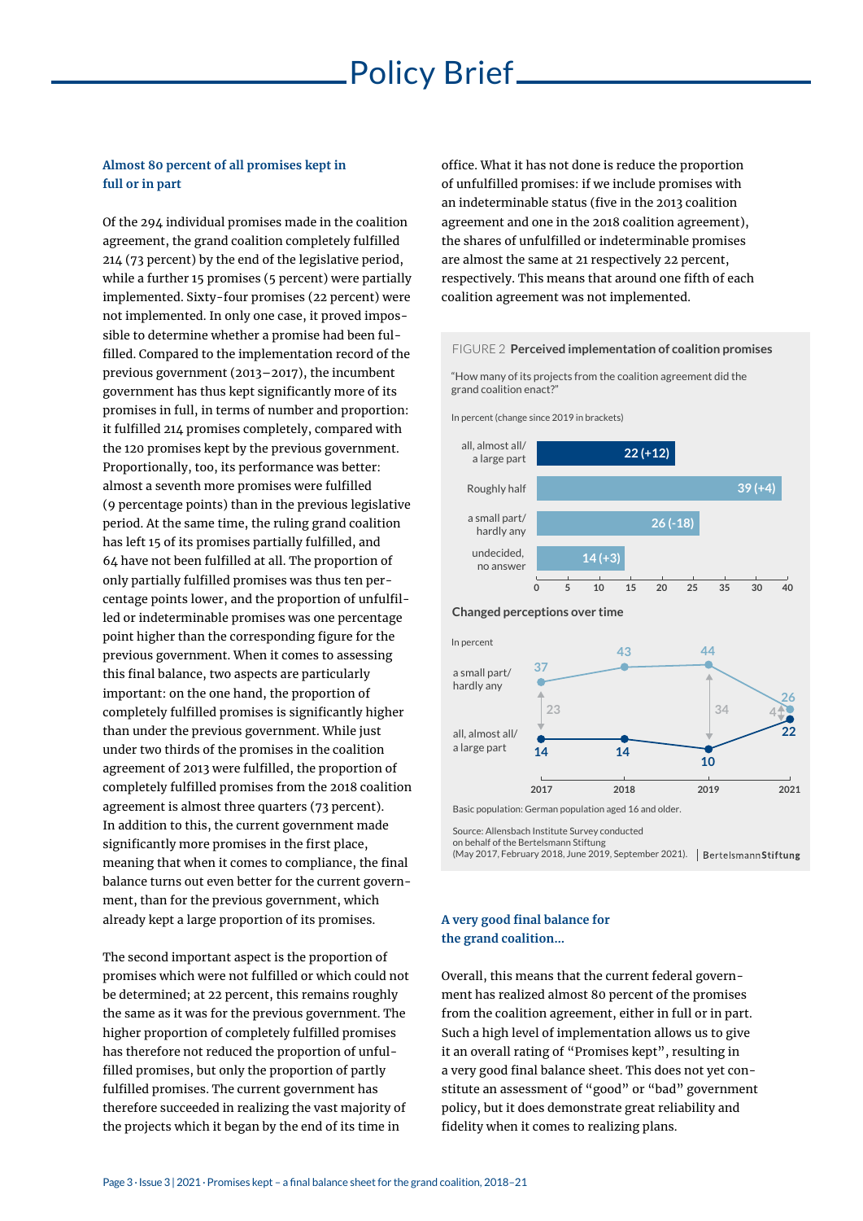### Almost 80 percent of all promises kept in full or in part

Of the 294 individual promises made in the coalition agreement, the grand coalition completely fulfilled 214 (73 percent) by the end of the legislative period, while a further 15 promises (5 percent) were partially implemented. Sixty-four promises (22 percent) were not implemented. In only one case, it proved impossible to determine whether a promise had been fulfilled. Compared to the implementation record of the previous government (2013–2017), the incumbent government has thus kept significantly more of its promises in full, in terms of number and proportion: it fulfilled 214 promises completely, compared with the 120 promises kept by the previous government. Proportionally, too, its performance was better: almost a seventh more promises were fulfilled (9 percentage points) than in the previous legislative period. At the same time, the ruling grand coalition has left 15 of its promises partially fulfilled, and 64 have not been fulfilled at all. The proportion of only partially fulfilled promises was thus ten percentage points lower, and the proportion of unfulfilled or indeterminable promises was one percentage point higher than the corresponding figure for the previous government. When it comes to assessing this final balance, two aspects are particularly important: on the one hand, the proportion of completely fulfilled promises is significantly higher than under the previous government. While just under two thirds of the promises in the coalition agreement of 2013 were fulfilled, the proportion of completely fulfilled promises from the 2018 coalition agreement is almost three quarters (73 percent). In addition to this, the current government made significantly more promises in the first place, meaning that when it comes to compliance, the final balance turns out even better for the current government, than for the previous government, which already kept a large proportion of its promises.

The second important aspect is the proportion of promises which were not fulfilled or which could not be determined; at 22 percent, this remains roughly the same as it was for the previous government. The higher proportion of completely fulfilled promises has therefore not reduced the proportion of unfulfilled promises, but only the proportion of partly fulfilled promises. The current government has therefore succeeded in realizing the vast majority of the projects which it began by the end of its time in office. What it has not done is reduce the proportion of unfulfilled promises: if we include promises with an indeterminable status (five in the 2013 coalition agreement and one in the 2018 coalition agreement), the shares of unfulfilled or indeterminable promises are almost the same at 21 respectively 22 percent, respectively. This means that around one fifth of each coalition agreement was not implemented.

FIGURE 2 **Perceived implementation of coalition promises**

"How many of its projects from the coalition agreement did the grand coalition enact?"

In percent (change since 2019 in brackets)

| | |
|---|---|
| all, almost all/ a large part | 22 (+12) |
| Roughly half | 39 (+4) |
| a small part/ hardly any | 26 (-18) |
| undecided, no answer | 14 (+3) |

**Changed perceptions over time**

In percent

| | 2017 | 2018 | 2019 | 2021 |
|---|---|---|---|---|
| a small part/ hardly any | 37 | 43 | 44 | 26 |
| all, almost all/ a large part | 14 | 14 | 10 | 22 |
| Difference | 23 | | 34 | 4 |

Basic population: German population aged 16 and older.

Source: Allensbach Institute Survey conducted on behalf of the Bertelsmann Stiftung (May 2017, February 2018, June 2019, September 2021). | BertelsmannStiftung

### A very good final balance for the grand coalition…

Overall, this means that the current federal government has realized almost 80 percent of the promises from the coalition agreement, either in full or in part. Such a high level of implementation allows us to give it an overall rating of "Promises kept", resulting in a very good final balance sheet. This does not yet constitute an assessment of "good" or "bad" government policy, but it does demonstrate great reliability and fidelity when it comes to realizing plans.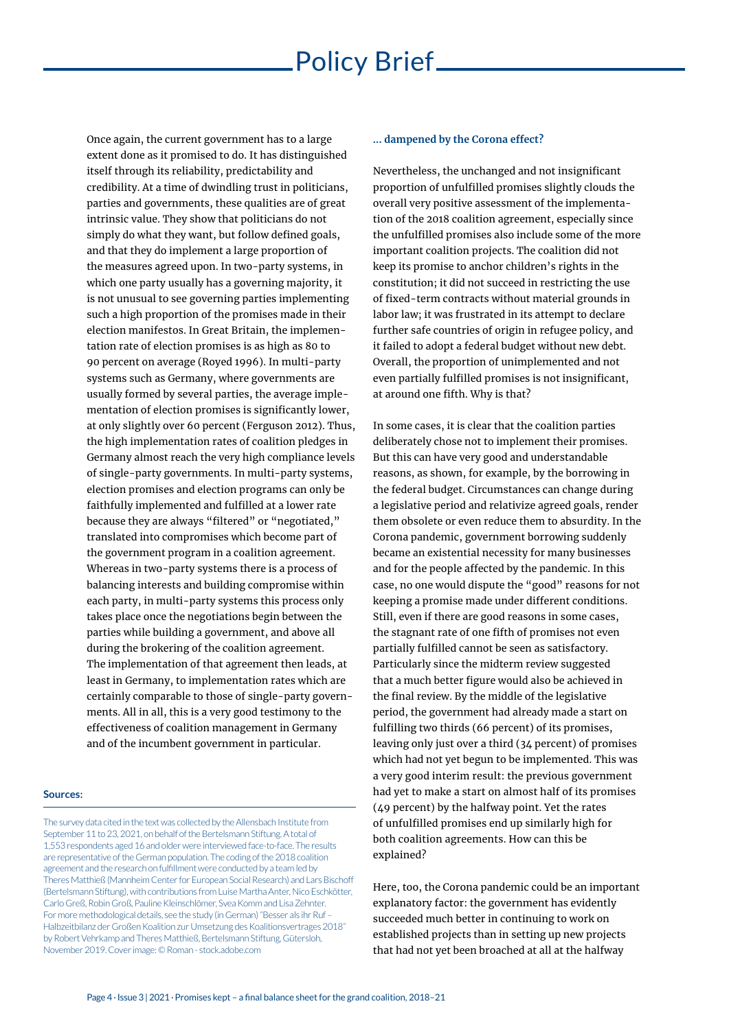Once again, the current government has to a large extent done as it promised to do. It has distinguished itself through its reliability, predictability and credibility. At a time of dwindling trust in politicians, parties and governments, these qualities are of great intrinsic value. They show that politicians do not simply do what they want, but follow defined goals, and that they do implement a large proportion of the measures agreed upon. In two-party systems, in which one party usually has a governing majority, it is not unusual to see governing parties implementing such a high proportion of the promises made in their election manifestos. In Great Britain, the implementation rate of election promises is as high as 80 to 90 percent on average (Royed 1996). In multi-party systems such as Germany, where governments are usually formed by several parties, the average implementation of election promises is significantly lower, at only slightly over 60 percent (Ferguson 2012). Thus, the high implementation rates of coalition pledges in Germany almost reach the very high compliance levels of single-party governments. In multi-party systems, election promises and election programs can only be faithfully implemented and fulfilled at a lower rate because they are always "filtered" or "negotiated," translated into compromises which become part of the government program in a coalition agreement. Whereas in two-party systems there is a process of balancing interests and building compromise within each party, in multi-party systems this process only takes place once the negotiations begin between the parties while building a government, and above all during the brokering of the coalition agreement. The implementation of that agreement then leads, at least in Germany, to implementation rates which are certainly comparable to those of single-party governments. All in all, this is a very good testimony to the effectiveness of coalition management in Germany and of the incumbent government in particular.

### … dampened by the Corona effect?

Nevertheless, the unchanged and not insignificant proportion of unfulfilled promises slightly clouds the overall very positive assessment of the implementation of the 2018 coalition agreement, especially since the unfulfilled promises also include some of the more important coalition projects. The coalition did not keep its promise to anchor children's rights in the constitution; it did not succeed in restricting the use of fixed-term contracts without material grounds in labor law; it was frustrated in its attempt to declare further safe countries of origin in refugee policy, and it failed to adopt a federal budget without new debt. Overall, the proportion of unimplemented and not even partially fulfilled promises is not insignificant, at around one fifth. Why is that?

In some cases, it is clear that the coalition parties deliberately chose not to implement their promises. But this can have very good and understandable reasons, as shown, for example, by the borrowing in the federal budget. Circumstances can change during a legislative period and relativize agreed goals, render them obsolete or even reduce them to absurdity. In the Corona pandemic, government borrowing suddenly became an existential necessity for many businesses and for the people affected by the pandemic. In this case, no one would dispute the "good" reasons for not keeping a promise made under different conditions. Still, even if there are good reasons in some cases, the stagnant rate of one fifth of promises not even partially fulfilled cannot be seen as satisfactory. Particularly since the midterm review suggested that a much better figure would also be achieved in the final review. By the middle of the legislative period, the government had already made a start on fulfilling two thirds (66 percent) of its promises, leaving only just over a third (34 percent) of promises which had not yet begun to be implemented. This was a very good interim result: the previous government had yet to make a start on almost half of its promises (49 percent) by the halfway point. Yet the rates of unfulfilled promises end up similarly high for both coalition agreements. How can this be explained?

Here, too, the Corona pandemic could be an important explanatory factor: the government has evidently succeeded much better in continuing to work on established projects than in setting up new projects that had not yet been broached at all at the halfway

**Sources:**

The survey data cited in the text was collected by the Allensbach Institute from September 11 to 23, 2021, on behalf of the Bertelsmann Stiftung. A total of 1,553 respondents aged 16 and older were interviewed face-to-face. The results are representative of the German population. The coding of the 2018 coalition agreement and the research on fulfillment were conducted by a team led by Theres Matthieß (Mannheim Center for European Social Research) and Lars Bischoff (Bertelsmann Stiftung), with contributions from Luise Martha Anter, Nico Eschkötter, Carlo Greß, Robin Groß, Pauline Kleinschlömer, Svea Komm and Lisa Zehnter. For more methodological details, see the study (in German) "Besser als ihr Ruf – Halbzeitbilanz der Großen Koalition zur Umsetzung des Koalitionsvertrages 2018" by Robert Vehrkamp and Theres Matthieß, Bertelsmann Stiftung, Gütersloh, November 2019. Cover image: © Roman - stock.adobe.com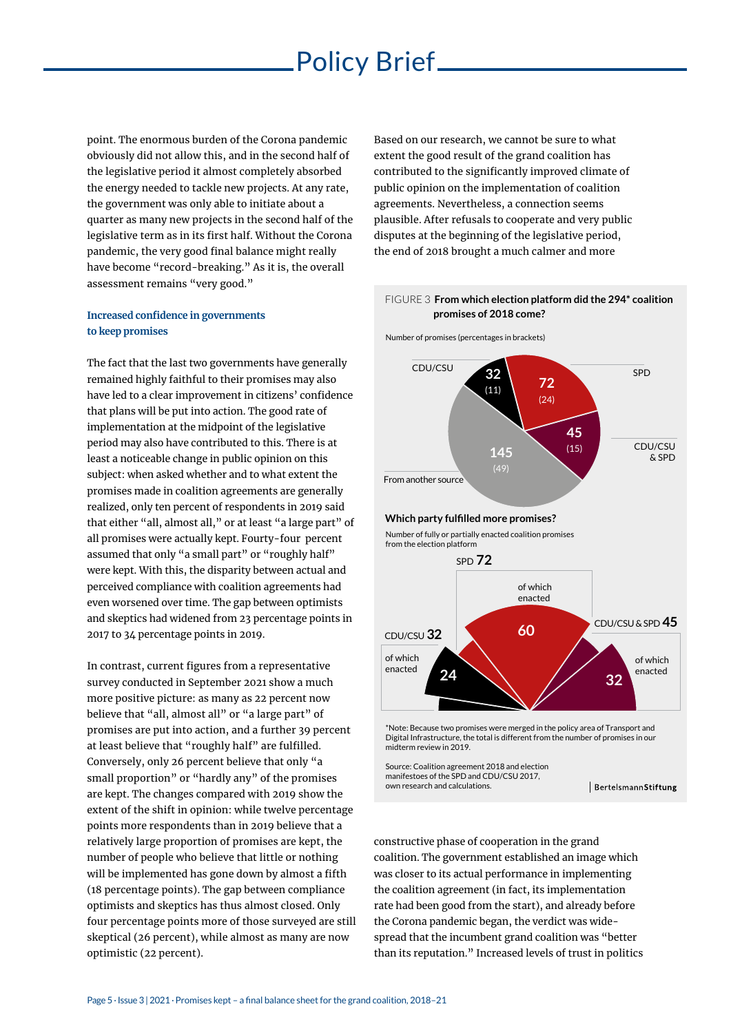point. The enormous burden of the Corona pandemic obviously did not allow this, and in the second half of the legislative period it almost completely absorbed the energy needed to tackle new projects. At any rate, the government was only able to initiate about a quarter as many new projects in the second half of the legislative term as in its first half. Without the Corona pandemic, the very good final balance might really have become "record-breaking." As it is, the overall assessment remains "very good."

### Increased confidence in governments to keep promises

The fact that the last two governments have generally remained highly faithful to their promises may also have led to a clear improvement in citizens' confidence that plans will be put into action. The good rate of implementation at the midpoint of the legislative period may also have contributed to this. There is at least a noticeable change in public opinion on this subject: when asked whether and to what extent the promises made in coalition agreements are generally realized, only ten percent of respondents in 2019 said that either "all, almost all," or at least "a large part" of all promises were actually kept. Fourty-four percent assumed that only "a small part" or "roughly half" were kept. With this, the disparity between actual and perceived compliance with coalition agreements had even worsened over time. The gap between optimists and skeptics had widened from 23 percentage points in 2017 to 34 percentage points in 2019.

In contrast, current figures from a representative survey conducted in September 2021 show a much more positive picture: as many as 22 percent now believe that "all, almost all" or "a large part" of promises are put into action, and a further 39 percent at least believe that "roughly half" are fulfilled. Conversely, only 26 percent believe that only "a small proportion" or "hardly any" of the promises are kept. The changes compared with 2019 show the extent of the shift in opinion: while twelve percentage points more respondents than in 2019 believe that a relatively large proportion of promises are kept, the number of people who believe that little or nothing will be implemented has gone down by almost a fifth (18 percentage points). The gap between compliance optimists and skeptics has thus almost closed. Only four percentage points more of those surveyed are still skeptical (26 percent), while almost as many are now optimistic (22 percent).

Based on our research, we cannot be sure to what extent the good result of the grand coalition has contributed to the significantly improved climate of public opinion on the implementation of coalition agreements. Nevertheless, a connection seems plausible. After refusals to cooperate and very public disputes at the beginning of the legislative period, the end of 2018 brought a much calmer and more constructive phase of cooperation in the grand coalition. The government established an image which was closer to its actual performance in implementing the coalition agreement (in fact, its implementation rate had been good from the start), and already before the Corona pandemic began, the verdict was widespread that the incumbent grand coalition was "better than its reputation." Increased levels of trust in politics

FIGURE 3 **From which election platform did the 294* coalition promises of 2018 come?**

Number of promises (percentages in brackets)

| Source | Number | Percentage |
|---|---|---|
| CDU/CSU | 32 | (11) |
| SPD | 72 | (24) |
| CDU/CSU & SPD | 45 | (15) |
| From another source | 145 | (49) |

**Which party fulfilled more promises?**

Number of fully or partially enacted coalition promises from the election platform

| Party | Promises | of which enacted |
|---|---|---|
| CDU/CSU | 32 | 24 |
| SPD | 72 | 60 |
| CDU/CSU & SPD | 45 | 32 |

*Note: Because two promises were merged in the policy area of Transport and Digital Infrastructure, the total is different from the number of promises in our midterm review in 2019.

Source: Coalition agreement 2018 and election manifestoes of the SPD and CDU/CSU 2017, own research and calculations.

BertelsmannStiftung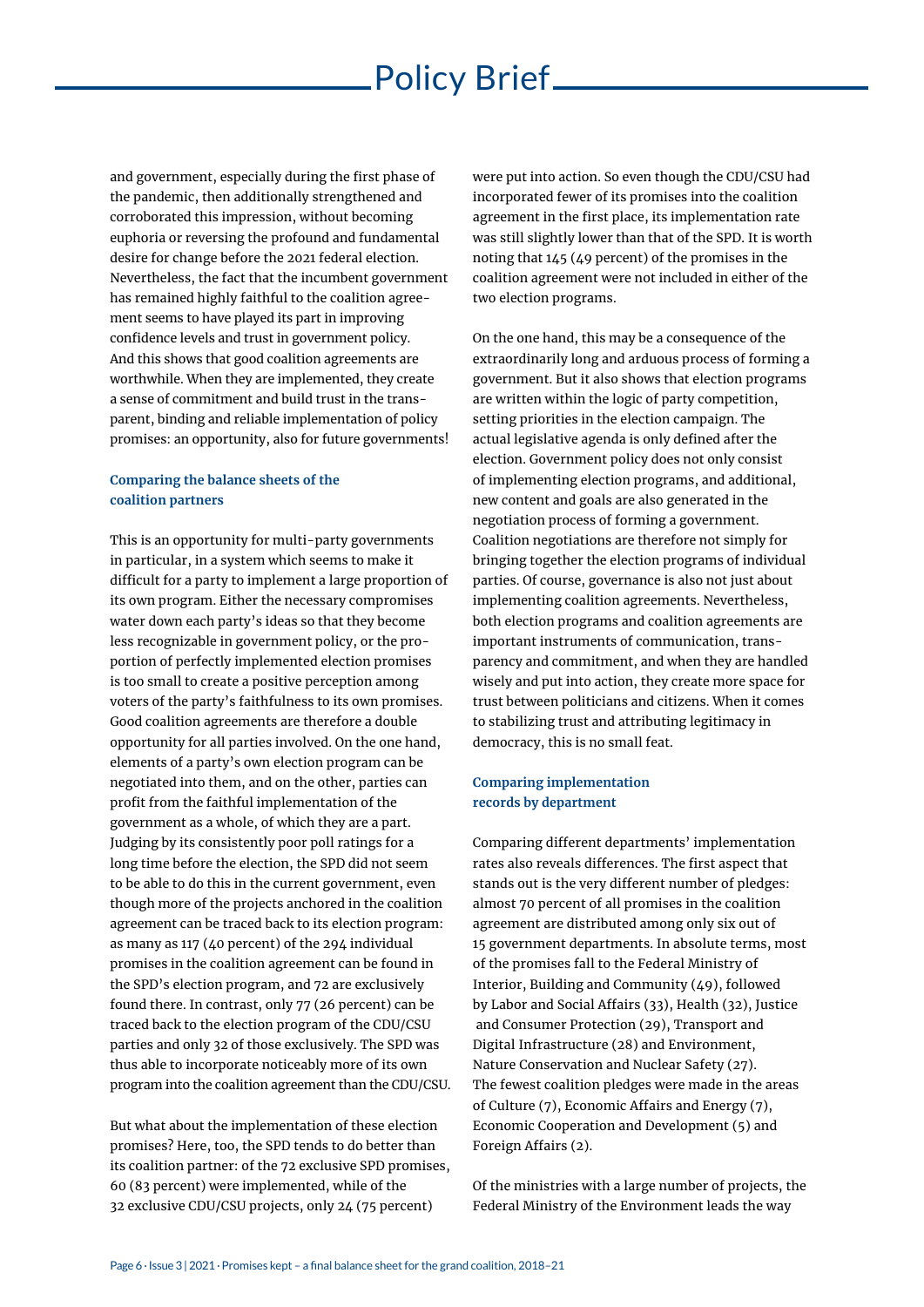and government, especially during the first phase of the pandemic, then additionally strengthened and corroborated this impression, without becoming euphoria or reversing the profound and fundamental desire for change before the 2021 federal election. Nevertheless, the fact that the incumbent government has remained highly faithful to the coalition agreement seems to have played its part in improving confidence levels and trust in government policy. And this shows that good coalition agreements are worthwhile. When they are implemented, they create a sense of commitment and build trust in the transparent, binding and reliable implementation of policy promises: an opportunity, also for future governments!

### Comparing the balance sheets of the coalition partners

This is an opportunity for multi-party governments in particular, in a system which seems to make it difficult for a party to implement a large proportion of its own program. Either the necessary compromises water down each party's ideas so that they become less recognizable in government policy, or the proportion of perfectly implemented election promises is too small to create a positive perception among voters of the party's faithfulness to its own promises. Good coalition agreements are therefore a double opportunity for all parties involved. On the one hand, elements of a party's own election program can be negotiated into them, and on the other, parties can profit from the faithful implementation of the government as a whole, of which they are a part. Judging by its consistently poor poll ratings for a long time before the election, the SPD did not seem to be able to do this in the current government, even though more of the projects anchored in the coalition agreement can be traced back to its election program: as many as 117 (40 percent) of the 294 individual promises in the coalition agreement can be found in the SPD's election program, and 72 are exclusively found there. In contrast, only 77 (26 percent) can be traced back to the election program of the CDU/CSU parties and only 32 of those exclusively. The SPD was thus able to incorporate noticeably more of its own program into the coalition agreement than the CDU/CSU.

But what about the implementation of these election promises? Here, too, the SPD tends to do better than its coalition partner: of the 72 exclusive SPD promises, 60 (83 percent) were implemented, while of the 32 exclusive CDU/CSU projects, only 24 (75 percent) were put into action. So even though the CDU/CSU had incorporated fewer of its promises into the coalition agreement in the first place, its implementation rate was still slightly lower than that of the SPD. It is worth noting that 145 (49 percent) of the promises in the coalition agreement were not included in either of the two election programs.

On the one hand, this may be a consequence of the extraordinarily long and arduous process of forming a government. But it also shows that election programs are written within the logic of party competition, setting priorities in the election campaign. The actual legislative agenda is only defined after the election. Government policy does not only consist of implementing election programs, and additional, new content and goals are also generated in the negotiation process of forming a government. Coalition negotiations are therefore not simply for bringing together the election programs of individual parties. Of course, governance is also not just about implementing coalition agreements. Nevertheless, both election programs and coalition agreements are important instruments of communication, transparency and commitment, and when they are handled wisely and put into action, they create more space for trust between politicians and citizens. When it comes to stabilizing trust and attributing legitimacy in democracy, this is no small feat.

### Comparing implementation records by department

Comparing different departments' implementation rates also reveals differences. The first aspect that stands out is the very different number of pledges: almost 70 percent of all promises in the coalition agreement are distributed among only six out of 15 government departments. In absolute terms, most of the promises fall to the Federal Ministry of Interior, Building and Community (49), followed by Labor and Social Affairs (33), Health (32), Justice and Consumer Protection (29), Transport and Digital Infrastructure (28) and Environment, Nature Conservation and Nuclear Safety (27). The fewest coalition pledges were made in the areas of Culture (7), Economic Affairs and Energy (7), Economic Cooperation and Development (5) and Foreign Affairs (2).

Of the ministries with a large number of projects, the Federal Ministry of the Environment leads the way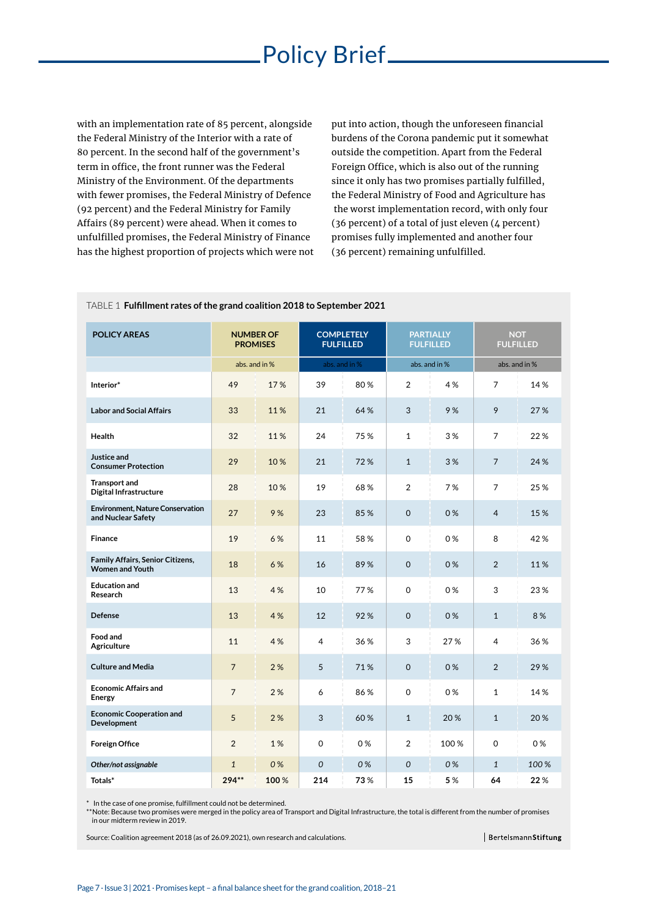with an implementation rate of 85 percent, alongside the Federal Ministry of the Interior with a rate of 80 percent. In the second half of the government's term in office, the front runner was the Federal Ministry of the Environment. Of the departments with fewer promises, the Federal Ministry of Defence (92 percent) and the Federal Ministry for Family Affairs (89 percent) were ahead. When it comes to unfulfilled promises, the Federal Ministry of Finance has the highest proportion of projects which were not put into action, though the unforeseen financial burdens of the Corona pandemic put it somewhat outside the competition. Apart from the Federal Foreign Office, which is also out of the running since it only has two promises partially fulfilled, the Federal Ministry of Food and Agriculture has the worst implementation record, with only four (36 percent) of a total of just eleven (4 percent) promises fully implemented and another four (36 percent) remaining unfulfilled.

TABLE 1 **Fulfillment rates of the grand coalition 2018 to September 2021**

| POLICY AREAS | NUMBER OF PROMISES | | COMPLETELY FULFILLED | | PARTIALLY FULFILLED | | NOT FULFILLED | |
|---|---|---|---|---|---|---|---|---|
| | abs. and in % | | abs. and in % | | abs. and in % | | abs. and in % | |
| **Interior*** | 49 | 17 % | 39 | 80 % | 2 | 4 % | 7 | 14 % |
| **Labor and Social Affairs** | 33 | 11 % | 21 | 64 % | 3 | 9 % | 9 | 27 % |
| **Health** | 32 | 11 % | 24 | 75 % | 1 | 3 % | 7 | 22 % |
| **Justice and Consumer Protection** | 29 | 10 % | 21 | 72 % | 1 | 3 % | 7 | 24 % |
| **Transport and Digital Infrastructure** | 28 | 10 % | 19 | 68 % | 2 | 7 % | 7 | 25 % |
| **Environment, Nature Conservation and Nuclear Safety** | 27 | 9 % | 23 | 85 % | 0 | 0 % | 4 | 15 % |
| **Finance** | 19 | 6 % | 11 | 58 % | 0 | 0 % | 8 | 42 % |
| **Family Affairs, Senior Citizens, Women and Youth** | 18 | 6 % | 16 | 89 % | 0 | 0 % | 2 | 11 % |
| **Education and Research** | 13 | 4 % | 10 | 77 % | 0 | 0 % | 3 | 23 % |
| **Defense** | 13 | 4 % | 12 | 92 % | 0 | 0 % | 1 | 8 % |
| **Food and Agriculture** | 11 | 4 % | 4 | 36 % | 3 | 27 % | 4 | 36 % |
| **Culture and Media** | 7 | 2 % | 5 | 71 % | 0 | 0 % | 2 | 29 % |
| **Economic Affairs and Energy** | 7 | 2 % | 6 | 86 % | 0 | 0 % | 1 | 14 % |
| **Economic Cooperation and Development** | 5 | 2 % | 3 | 60 % | 1 | 20 % | 1 | 20 % |
| **Foreign Office** | 2 | 1 % | 0 | 0 % | 2 | 100 % | 0 | 0 % |
| ***Other/not assignable*** | *1* | *0 %* | *0* | *0 %* | *0* | *0 %* | *1* | *100 %* |
| **Totals*** | **294**** | **100 %** | **214** | **73 %** | **15** | **5 %** | **64** | **22 %** |

\* In the case of one promise, fulfillment could not be determined.
\*\*Note: Because two promises were merged in the policy area of Transport and Digital Infrastructure, the total is different from the number of promises in our midterm review in 2019.

Source: Coalition agreement 2018 (as of 26.09.2021), own research and calculations.

BertelsmannStiftung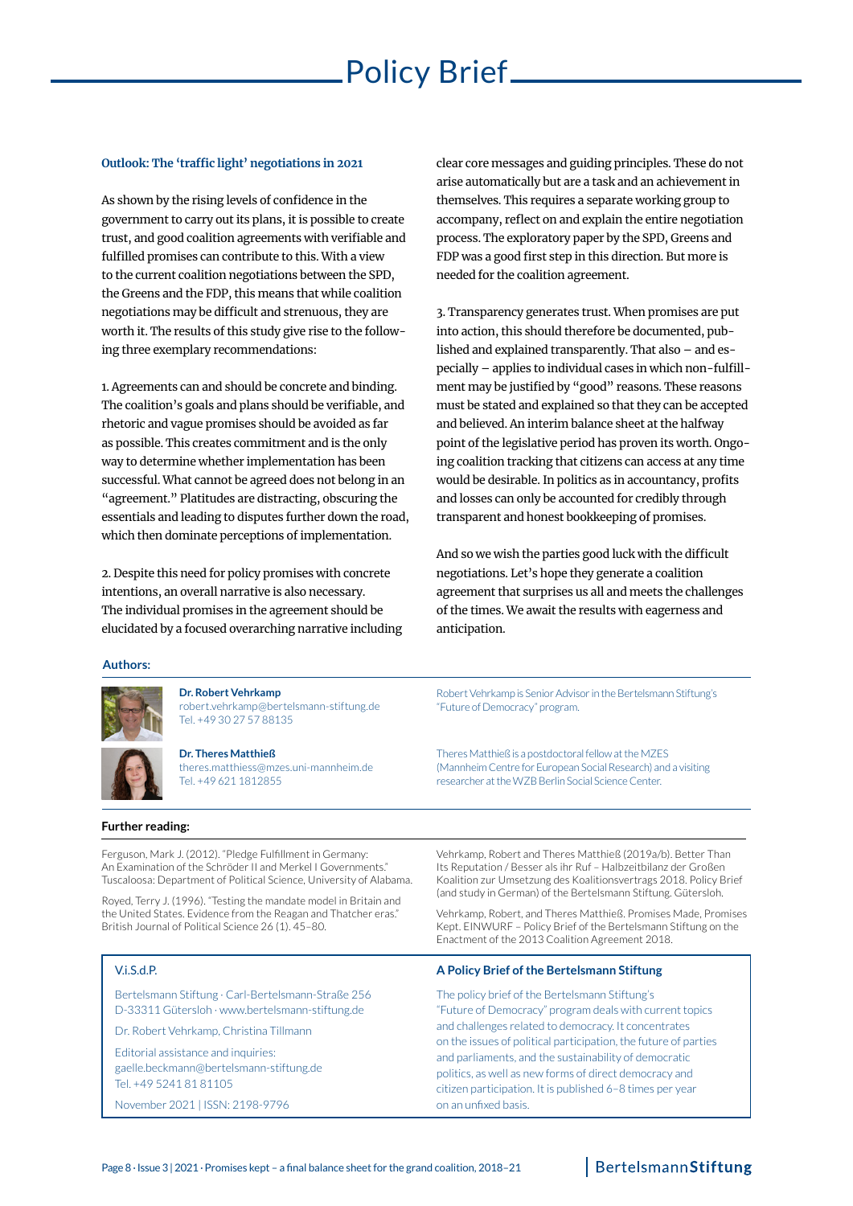### Outlook: The 'traffic light' negotiations in 2021

As shown by the rising levels of confidence in the government to carry out its plans, it is possible to create trust, and good coalition agreements with verifiable and fulfilled promises can contribute to this. With a view to the current coalition negotiations between the SPD, the Greens and the FDP, this means that while coalition negotiations may be difficult and strenuous, they are worth it. The results of this study give rise to the following three exemplary recommendations:

1. Agreements can and should be concrete and binding. The coalition's goals and plans should be verifiable, and rhetoric and vague promises should be avoided as far as possible. This creates commitment and is the only way to determine whether implementation has been successful. What cannot be agreed does not belong in an "agreement." Platitudes are distracting, obscuring the essentials and leading to disputes further down the road, which then dominate perceptions of implementation.

2. Despite this need for policy promises with concrete intentions, an overall narrative is also necessary. The individual promises in the agreement should be elucidated by a focused overarching narrative including clear core messages and guiding principles. These do not arise automatically but are a task and an achievement in themselves. This requires a separate working group to accompany, reflect on and explain the entire negotiation process. The exploratory paper by the SPD, Greens and FDP was a good first step in this direction. But more is needed for the coalition agreement.

3. Transparency generates trust. When promises are put into action, this should therefore be documented, published and explained transparently. That also – and especially – applies to individual cases in which non-fulfillment may be justified by "good" reasons. These reasons must be stated and explained so that they can be accepted and believed. An interim balance sheet at the halfway point of the legislative period has proven its worth. Ongoing coalition tracking that citizens can access at any time would be desirable. In politics as in accountancy, profits and losses can only be accounted for credibly through transparent and honest bookkeeping of promises.

And so we wish the parties good luck with the difficult negotiations. Let's hope they generate a coalition agreement that surprises us all and meets the challenges of the times. We await the results with eagerness and anticipation.

**Authors:**

**Dr. Robert Vehrkamp**
robert.vehrkamp@bertelsmann-stiftung.de
Tel. +49 30 27 57 88135

Robert Vehrkamp is Senior Advisor in the Bertelsmann Stiftung's "Future of Democracy" program.

**Dr. Theres Matthieß**
theres.matthiess@mzes.uni-mannheim.de
Tel. +49 621 1812855

Theres Matthieß is a postdoctoral fellow at the MZES (Mannheim Centre for European Social Research) and a visiting researcher at the WZB Berlin Social Science Center.

**Further reading:**

Ferguson, Mark J. (2012). "Pledge Fulfillment in Germany: An Examination of the Schröder II and Merkel I Governments." Tuscaloosa: Department of Political Science, University of Alabama.

Royed, Terry J. (1996). "Testing the mandate model in Britain and the United States. Evidence from the Reagan and Thatcher eras." British Journal of Political Science 26 (1). 45–80.

Vehrkamp, Robert and Theres Matthieß (2019a/b). Better Than Its Reputation / Besser als ihr Ruf – Halbzeitbilanz der Großen Koalition zur Umsetzung des Koalitionsvertrags 2018. Policy Brief (and study in German) of the Bertelsmann Stiftung. Gütersloh.

Vehrkamp, Robert, and Theres Matthieß. Promises Made, Promises Kept. EINWURF – Policy Brief of the Bertelsmann Stiftung on the Enactment of the 2013 Coalition Agreement 2018.

**V.i.S.d.P.**

Bertelsmann Stiftung · Carl-Bertelsmann-Straße 256
D-33311 Gütersloh · www.bertelsmann-stiftung.de

Dr. Robert Vehrkamp, Christina Tillmann

Editorial assistance and inquiries:
gaelle.beckmann@bertelsmann-stiftung.de
Tel. +49 5241 81 81105

November 2021 | ISSN: 2198-9796

**A Policy Brief of the Bertelsmann Stiftung**

The policy brief of the Bertelsmann Stiftung's "Future of Democracy" program deals with current topics and challenges related to democracy. It concentrates on the issues of political participation, the future of parties and parliaments, and the sustainability of democratic politics, as well as new forms of direct democracy and citizen participation. It is published 6–8 times per year on an unfixed basis.